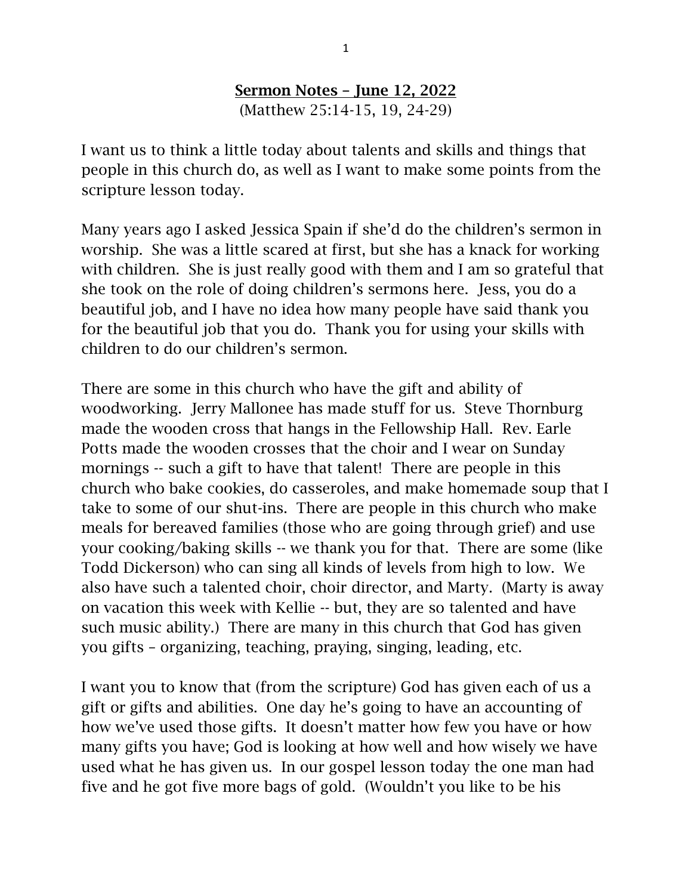**<u>Sermon Notes – June 12, 2022</u>**

(Matthew 25:14-15, 19, 24-29)

I want us to think a little today about talents and skills and things that people in this church do, as well as I want to make some points from the scripture lesson today.

Many years ago I asked Jessica Spain if she'd do the children's sermon in worship. She was a little scared at first, but she has a knack for working with children. She is just really good with them and I am so grateful that she took on the role of doing children's sermons here. Jess, you do a beautiful job, and I have no idea how many people have said thank you for the beautiful job that you do. Thank you for using your skills with children to do our children's sermon.

There are some in this church who have the gift and ability of woodworking. Jerry Mallonee has made stuff for us. Steve Thornburg made the wooden cross that hangs in the Fellowship Hall. Rev. Earle Potts made the wooden crosses that the choir and I wear on Sunday mornings -- such a gift to have that talent! There are people in this church who bake cookies, do casseroles, and make homemade soup that I take to some of our shut-ins. There are people in this church who make meals for bereaved families (those who are going through grief) and use your cooking/baking skills -- we thank you for that. There are some (like Todd Dickerson) who can sing all kinds of levels from high to low. We also have such a talented choir, choir director, and Marty. (Marty is away on vacation this week with Kellie -- but, they are so talented and have such music ability.) There are many in this church that God has given you gifts – organizing, teaching, praying, singing, leading, etc.

I want you to know that (from the scripture) God has given each of us a gift or gifts and abilities. One day he's going to have an accounting of how we've used those gifts. It doesn't matter how few you have or how many gifts you have; God is looking at how well and how wisely we have used what he has given us. In our gospel lesson today the one man had five and he got five more bags of gold. (Wouldn't you like to be his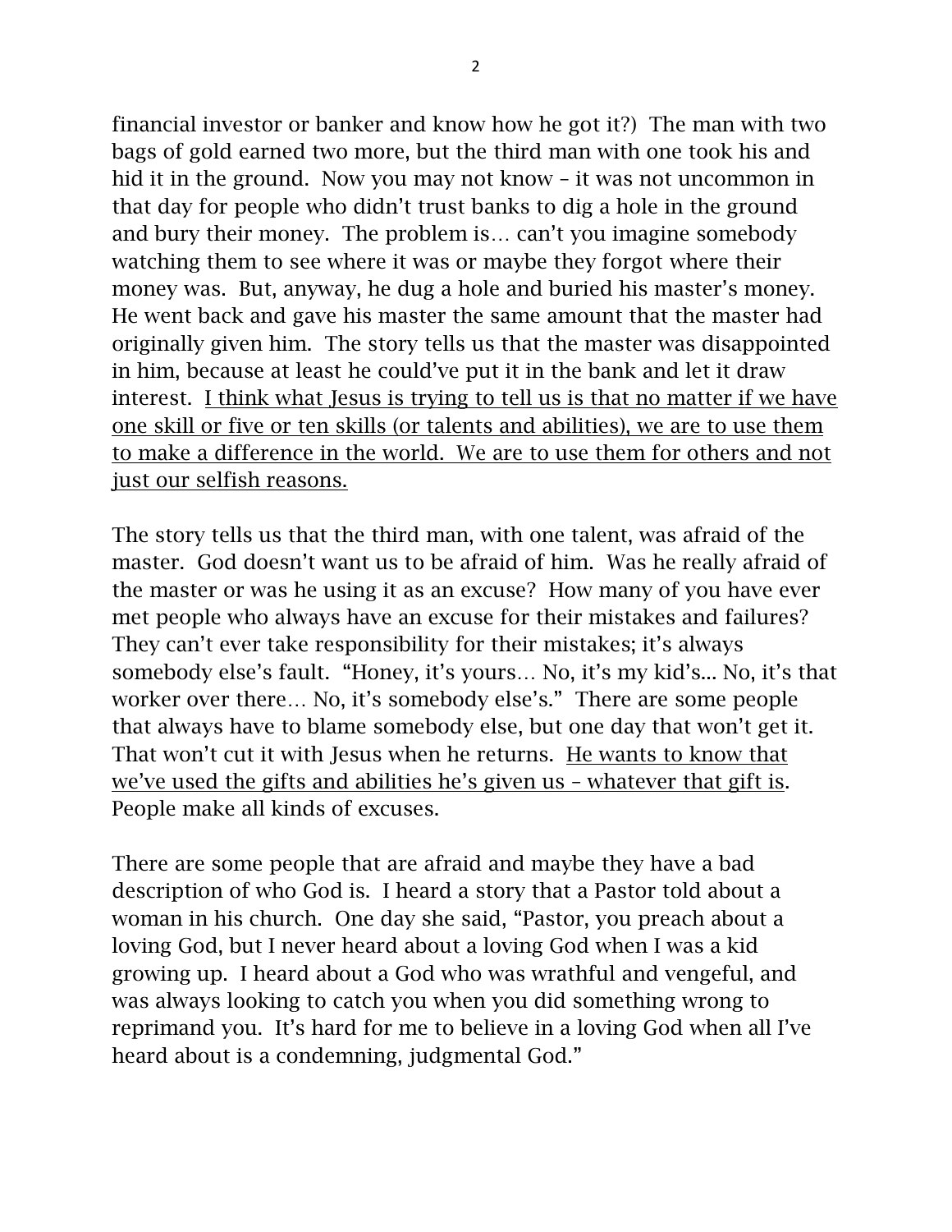financial investor or banker and know how he got it?) The man with two bags of gold earned two more, but the third man with one took his and hid it in the ground. Now you may not know – it was not uncommon in that day for people who didn't trust banks to dig a hole in the ground and bury their money. The problem is… can't you imagine somebody watching them to see where it was or maybe they forgot where their money was. But, anyway, he dug a hole and buried his master's money. He went back and gave his master the same amount that the master had originally given him. The story tells us that the master was disappointed in him, because at least he could've put it in the bank and let it draw interest. <u>I think what Jesus is trying to tell us is that no matter if we have one skill or five or ten skills (or talents and abilities), we are to use them to make a difference in the world. We are to use them for others and not just our selfish reasons.</u>

The story tells us that the third man, with one talent, was afraid of the master. God doesn't want us to be afraid of him. Was he really afraid of the master or was he using it as an excuse? How many of you have ever met people who always have an excuse for their mistakes and failures? They can't ever take responsibility for their mistakes; it's always somebody else's fault. "Honey, it's yours… No, it's my kid's... No, it's that worker over there… No, it's somebody else's." There are some people that always have to blame somebody else, but one day that won't get it. That won't cut it with Jesus when he returns. <u>He wants to know that we've used the gifts and abilities he's given us – whatever that gift is</u>. People make all kinds of excuses.

There are some people that are afraid and maybe they have a bad description of who God is. I heard a story that a Pastor told about a woman in his church. One day she said, "Pastor, you preach about a loving God, but I never heard about a loving God when I was a kid growing up. I heard about a God who was wrathful and vengeful, and was always looking to catch you when you did something wrong to reprimand you. It's hard for me to believe in a loving God when all I've heard about is a condemning, judgmental God."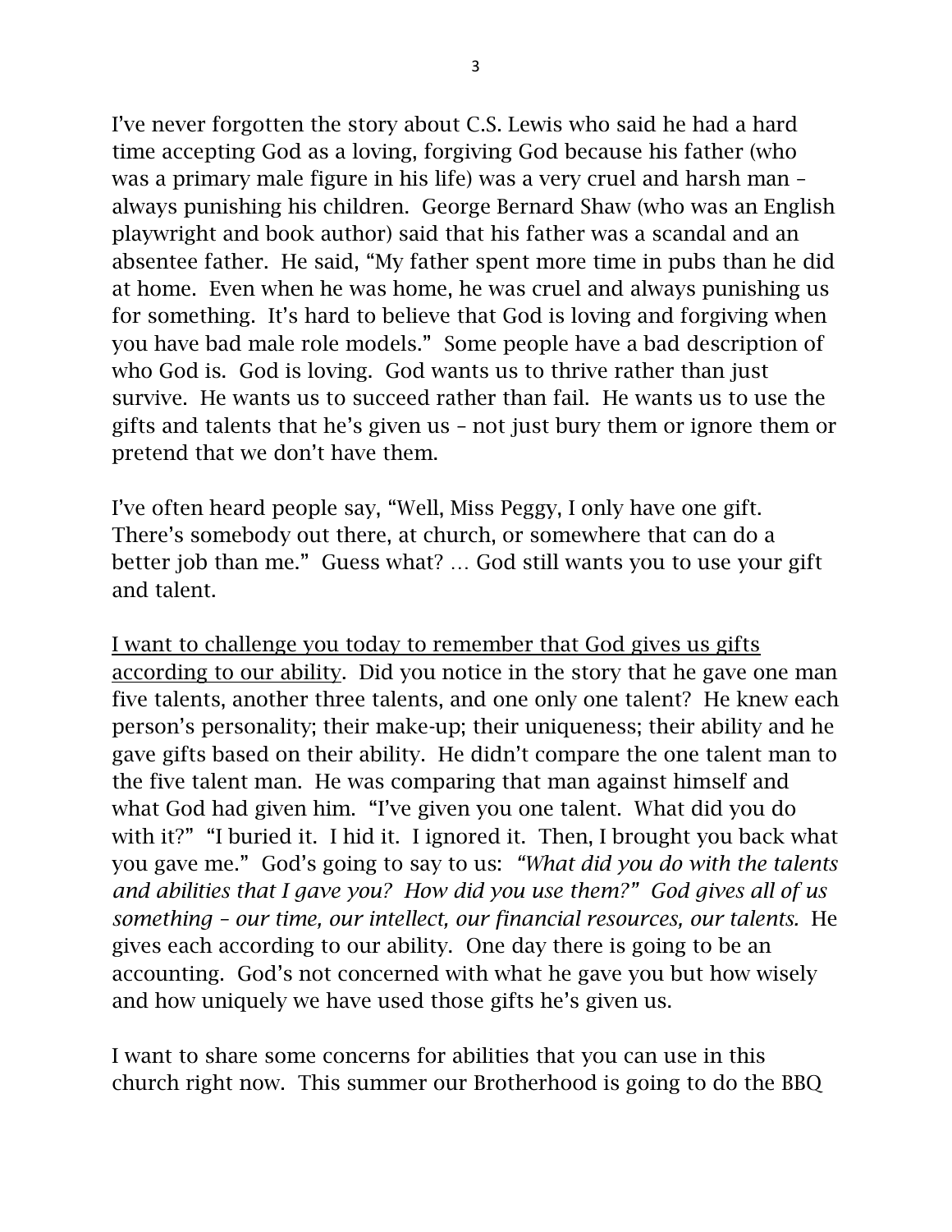I've never forgotten the story about C.S. Lewis who said he had a hard time accepting God as a loving, forgiving God because his father (who was a primary male figure in his life) was a very cruel and harsh man – always punishing his children. George Bernard Shaw (who was an English playwright and book author) said that his father was a scandal and an absentee father. He said, "My father spent more time in pubs than he did at home. Even when he was home, he was cruel and always punishing us for something. It's hard to believe that God is loving and forgiving when you have bad male role models." Some people have a bad description of who God is. God is loving. God wants us to thrive rather than just survive. He wants us to succeed rather than fail. He wants us to use the gifts and talents that he's given us – not just bury them or ignore them or pretend that we don't have them.

I've often heard people say, "Well, Miss Peggy, I only have one gift. There's somebody out there, at church, or somewhere that can do a better job than me." Guess what? … God still wants you to use your gift and talent.

<u>I want to challenge you today to remember that God gives us gifts according to our ability</u>. Did you notice in the story that he gave one man five talents, another three talents, and one only one talent? He knew each person's personality; their make-up; their uniqueness; their ability and he gave gifts based on their ability. He didn't compare the one talent man to the five talent man. He was comparing that man against himself and what God had given him. "I've given you one talent. What did you do with it?" "I buried it. I hid it. I ignored it. Then, I brought you back what you gave me." God's going to say to us: *"What did you do with the talents and abilities that I gave you? How did you use them?" God gives all of us something – our time, our intellect, our financial resources, our talents.* He gives each according to our ability. One day there is going to be an accounting. God's not concerned with what he gave you but how wisely and how uniquely we have used those gifts he's given us.

I want to share some concerns for abilities that you can use in this church right now. This summer our Brotherhood is going to do the BBQ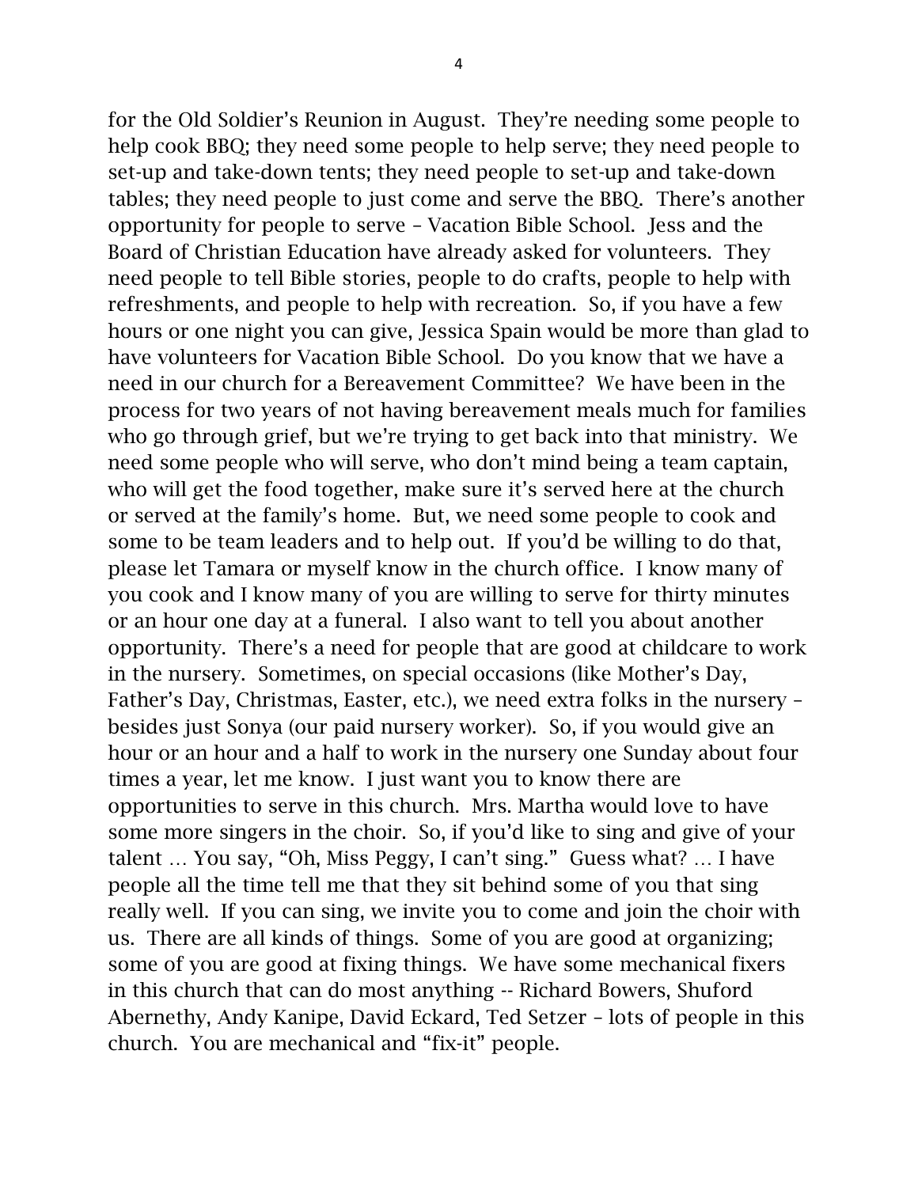for the Old Soldier's Reunion in August. They're needing some people to help cook BBQ; they need some people to help serve; they need people to set-up and take-down tents; they need people to set-up and take-down tables; they need people to just come and serve the BBQ. There's another opportunity for people to serve – Vacation Bible School. Jess and the Board of Christian Education have already asked for volunteers. They need people to tell Bible stories, people to do crafts, people to help with refreshments, and people to help with recreation. So, if you have a few hours or one night you can give, Jessica Spain would be more than glad to have volunteers for Vacation Bible School. Do you know that we have a need in our church for a Bereavement Committee? We have been in the process for two years of not having bereavement meals much for families who go through grief, but we're trying to get back into that ministry. We need some people who will serve, who don't mind being a team captain, who will get the food together, make sure it's served here at the church or served at the family's home. But, we need some people to cook and some to be team leaders and to help out. If you'd be willing to do that, please let Tamara or myself know in the church office. I know many of you cook and I know many of you are willing to serve for thirty minutes or an hour one day at a funeral. I also want to tell you about another opportunity. There's a need for people that are good at childcare to work in the nursery. Sometimes, on special occasions (like Mother's Day, Father's Day, Christmas, Easter, etc.), we need extra folks in the nursery – besides just Sonya (our paid nursery worker). So, if you would give an hour or an hour and a half to work in the nursery one Sunday about four times a year, let me know. I just want you to know there are opportunities to serve in this church. Mrs. Martha would love to have some more singers in the choir. So, if you'd like to sing and give of your talent … You say, "Oh, Miss Peggy, I can't sing." Guess what? … I have people all the time tell me that they sit behind some of you that sing really well. If you can sing, we invite you to come and join the choir with us. There are all kinds of things. Some of you are good at organizing; some of you are good at fixing things. We have some mechanical fixers in this church that can do most anything -- Richard Bowers, Shuford Abernethy, Andy Kanipe, David Eckard, Ted Setzer – lots of people in this church. You are mechanical and "fix-it" people.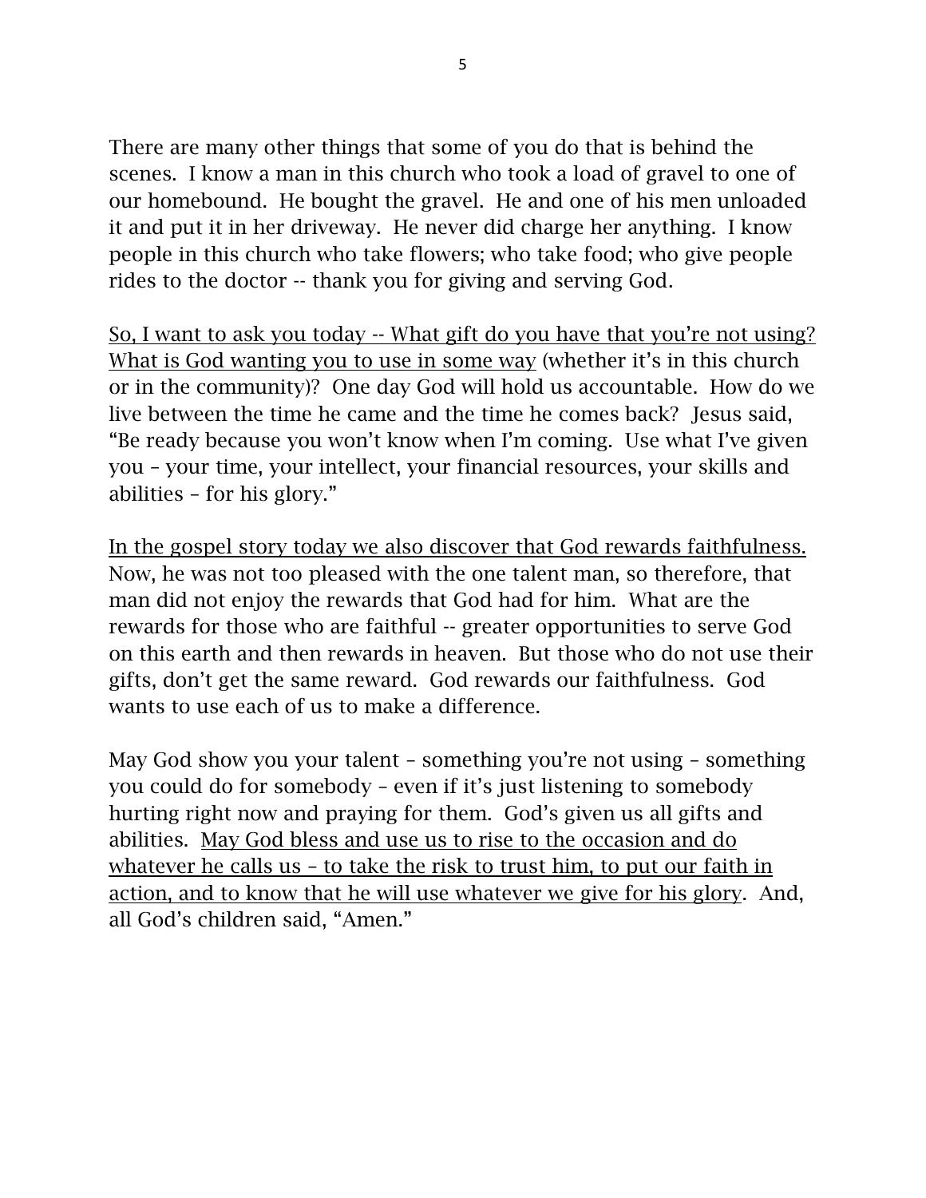There are many other things that some of you do that is behind the scenes. I know a man in this church who took a load of gravel to one of our homebound. He bought the gravel. He and one of his men unloaded it and put it in her driveway. He never did charge her anything. I know people in this church who take flowers; who take food; who give people rides to the doctor -- thank you for giving and serving God.

<u>So, I want to ask you today -- What gift do you have that you're not using? What is God wanting you to use in some way</u> (whether it's in this church or in the community)? One day God will hold us accountable. How do we live between the time he came and the time he comes back? Jesus said, "Be ready because you won't know when I'm coming. Use what I've given you – your time, your intellect, your financial resources, your skills and abilities – for his glory."

<u>In the gospel story today we also discover that God rewards faithfulness.</u> Now, he was not too pleased with the one talent man, so therefore, that man did not enjoy the rewards that God had for him. What are the rewards for those who are faithful -- greater opportunities to serve God on this earth and then rewards in heaven. But those who do not use their gifts, don't get the same reward. God rewards our faithfulness. God wants to use each of us to make a difference.

May God show you your talent – something you're not using – something you could do for somebody – even if it's just listening to somebody hurting right now and praying for them. God's given us all gifts and abilities. <u>May God bless and use us to rise to the occasion and do whatever he calls us – to take the risk to trust him, to put our faith in action, and to know that he will use whatever we give for his glory</u>. And, all God's children said, "Amen."